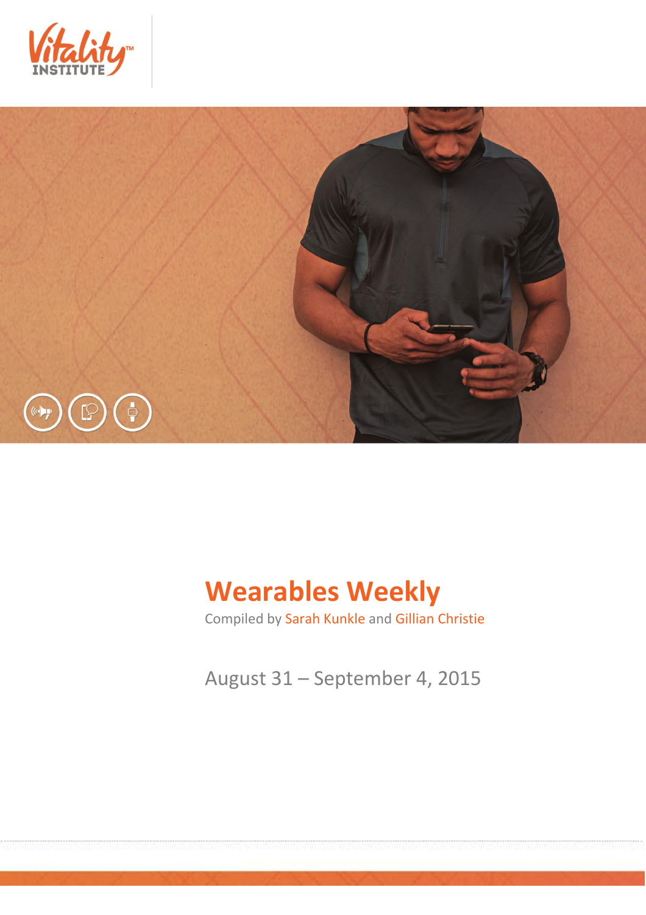Vitality INSTITUTE

# Wearables Weekly

Compiled by Sarah Kunkle and Gillian Christie

August 31 – September 4, 2015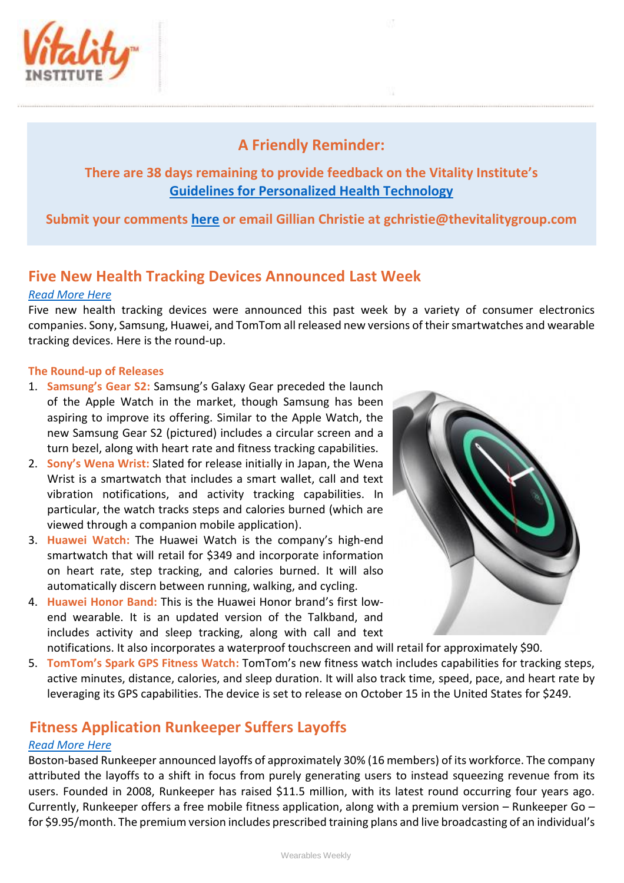## A Friendly Reminder:

**There are 38 days remaining to provide feedback on the Vitality Institute's [Guidelines for Personalized Health Technology](#)**

**Submit your comments [here](#) or email Gillian Christie at gchristie@thevitalitygroup.com**

## Five New Health Tracking Devices Announced Last Week

*[Read More Here](#)*

Five new health tracking devices were announced this past week by a variety of consumer electronics companies. Sony, Samsung, Huawei, and TomTom all released new versions of their smartwatches and wearable tracking devices. Here is the round-up.

### The Round-up of Releases

1. **Samsung's Gear S2:** Samsung's Galaxy Gear preceded the launch of the Apple Watch in the market, though Samsung has been aspiring to improve its offering. Similar to the Apple Watch, the new Samsung Gear S2 (pictured) includes a circular screen and a turn bezel, along with heart rate and fitness tracking capabilities.
2. **Sony's Wena Wrist:** Slated for release initially in Japan, the Wena Wrist is a smartwatch that includes a smart wallet, call and text vibration notifications, and activity tracking capabilities. In particular, the watch tracks steps and calories burned (which are viewed through a companion mobile application).
3. **Huawei Watch:** The Huawei Watch is the company's high-end smartwatch that will retail for $349 and incorporate information on heart rate, step tracking, and calories burned. It will also automatically discern between running, walking, and cycling.
4. **Huawei Honor Band:** This is the Huawei Honor brand's first low-end wearable. It is an updated version of the Talkband, and includes activity and sleep tracking, along with call and text notifications. It also incorporates a waterproof touchscreen and will retail for approximately $90.
5. **TomTom's Spark GPS Fitness Watch:** TomTom's new fitness watch includes capabilities for tracking steps, active minutes, distance, calories, and sleep duration. It will also track time, speed, pace, and heart rate by leveraging its GPS capabilities. The device is set to release on October 15 in the United States for $249.

## Fitness Application Runkeeper Suffers Layoffs

*[Read More Here](#)*

Boston-based Runkeeper announced layoffs of approximately 30% (16 members) of its workforce. The company attributed the layoffs to a shift in focus from purely generating users to instead squeezing revenue from its users. Founded in 2008, Runkeeper has raised $11.5 million, with its latest round occurring four years ago. Currently, Runkeeper offers a free mobile fitness application, along with a premium version – Runkeeper Go – for $9.95/month. The premium version includes prescribed training plans and live broadcasting of an individual's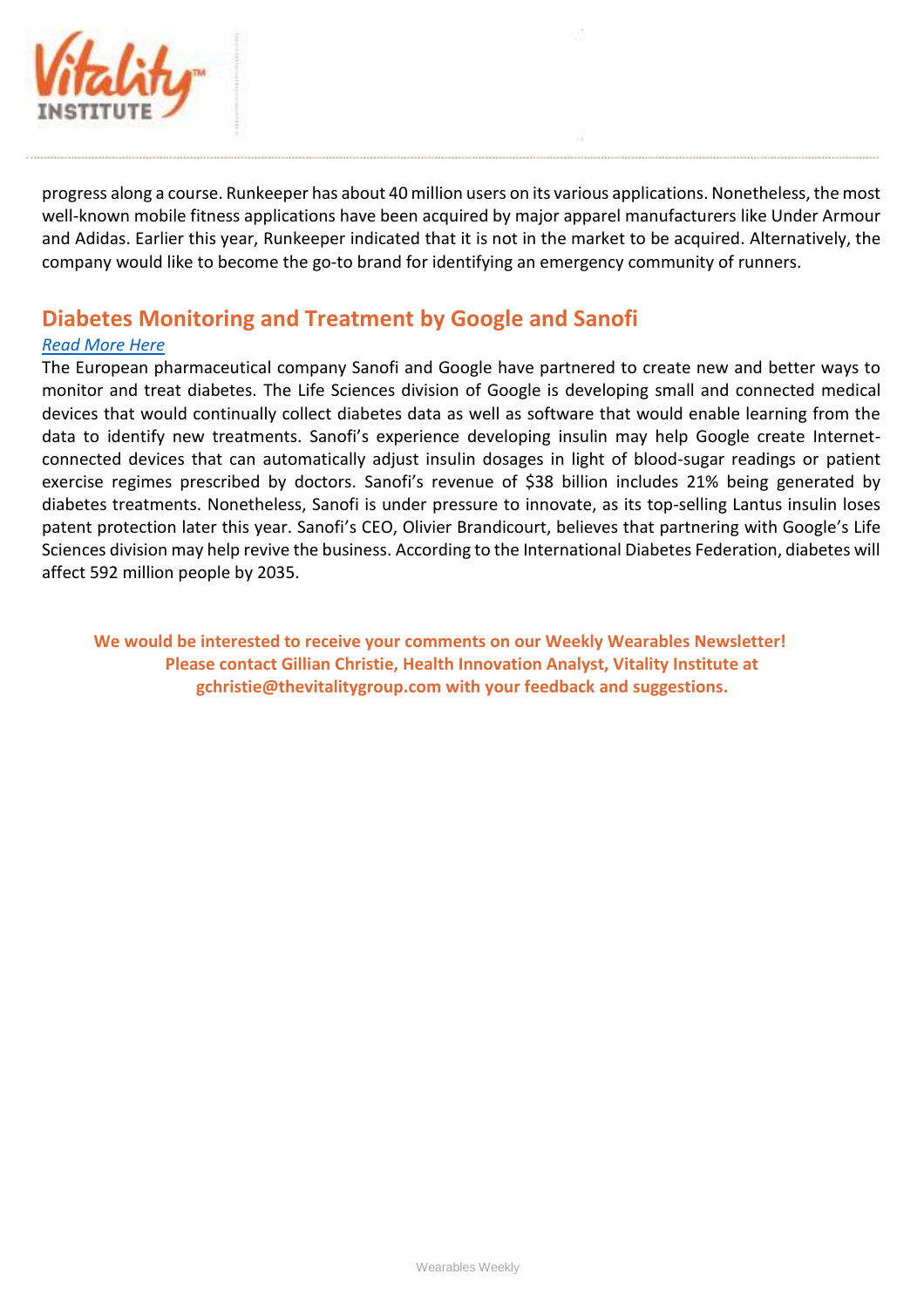progress along a course. Runkeeper has about 40 million users on its various applications. Nonetheless, the most well-known mobile fitness applications have been acquired by major apparel manufacturers like Under Armour and Adidas. Earlier this year, Runkeeper indicated that it is not in the market to be acquired. Alternatively, the company would like to become the go-to brand for identifying an emergency community of runners.

## Diabetes Monitoring and Treatment by Google and Sanofi

*Read More Here*

The European pharmaceutical company Sanofi and Google have partnered to create new and better ways to monitor and treat diabetes. The Life Sciences division of Google is developing small and connected medical devices that would continually collect diabetes data as well as software that would enable learning from the data to identify new treatments. Sanofi's experience developing insulin may help Google create Internet-connected devices that can automatically adjust insulin dosages in light of blood-sugar readings or patient exercise regimes prescribed by doctors. Sanofi's revenue of $38 billion includes 21% being generated by diabetes treatments. Nonetheless, Sanofi is under pressure to innovate, as its top-selling Lantus insulin loses patent protection later this year. Sanofi's CEO, Olivier Brandicourt, believes that partnering with Google's Life Sciences division may help revive the business. According to the International Diabetes Federation, diabetes will affect 592 million people by 2035.

**We would be interested to receive your comments on our Weekly Wearables Newsletter! Please contact Gillian Christie, Health Innovation Analyst, Vitality Institute at gchristie@thevitalitygroup.com with your feedback and suggestions.**